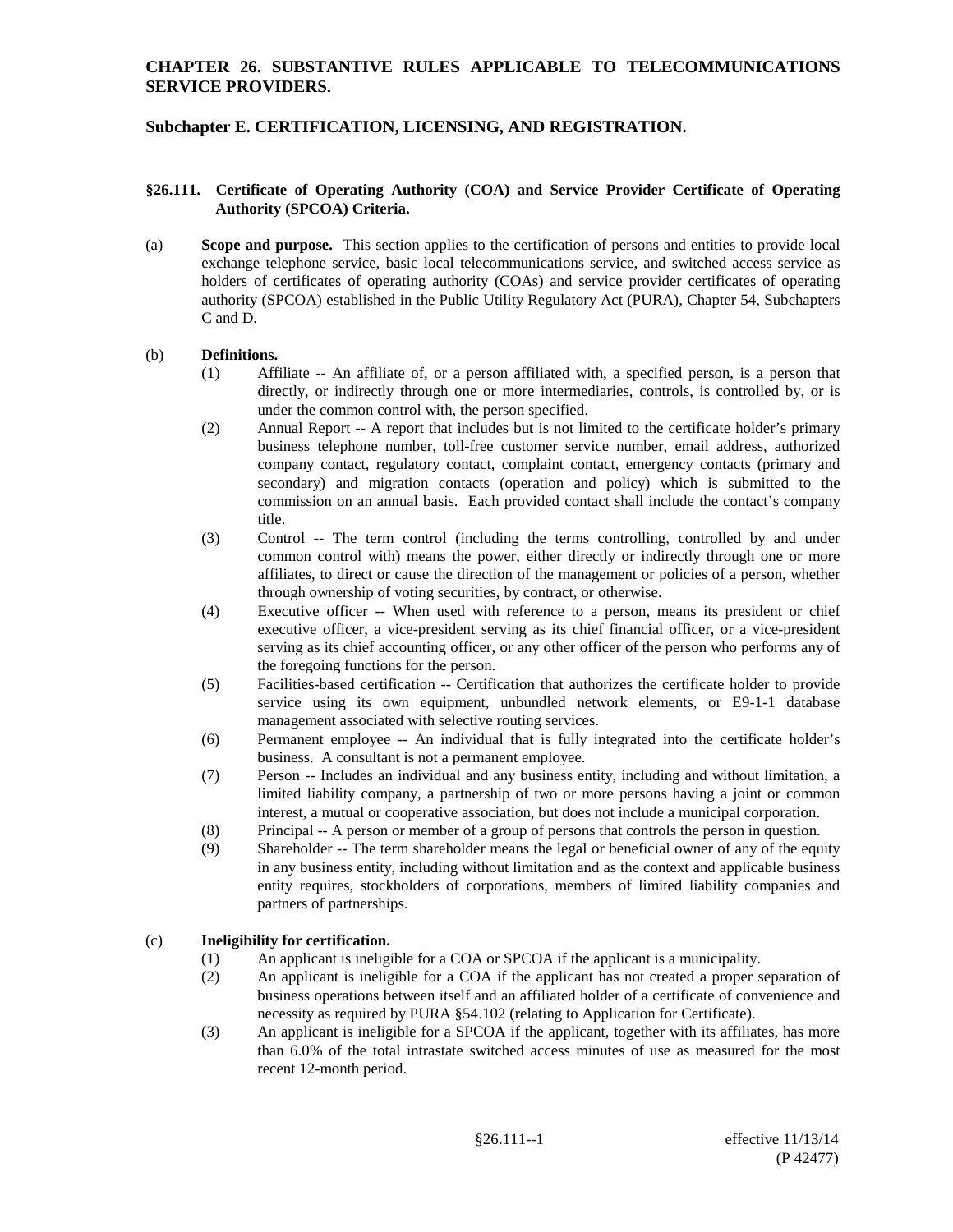# CHAPTER 26. SUBSTANTIVE RULES APPLICABLE TO TELECOMMUNICATIONS SERVICE PROVIDERS.

## Subchapter E. CERTIFICATION, LICENSING, AND REGISTRATION.

### §26.111. Certificate of Operating Authority (COA) and Service Provider Certificate of Operating Authority (SPCOA) Criteria.

(a) **Scope and purpose.** This section applies to the certification of persons and entities to provide local exchange telephone service, basic local telecommunications service, and switched access service as holders of certificates of operating authority (COAs) and service provider certificates of operating authority (SPCOA) established in the Public Utility Regulatory Act (PURA), Chapter 54, Subchapters C and D.

(b) **Definitions.**

(1) Affiliate -- An affiliate of, or a person affiliated with, a specified person, is a person that directly, or indirectly through one or more intermediaries, controls, is controlled by, or is under the common control with, the person specified.

(2) Annual Report -- A report that includes but is not limited to the certificate holder's primary business telephone number, toll-free customer service number, email address, authorized company contact, regulatory contact, complaint contact, emergency contacts (primary and secondary) and migration contacts (operation and policy) which is submitted to the commission on an annual basis. Each provided contact shall include the contact's company title.

(3) Control -- The term control (including the terms controlling, controlled by and under common control with) means the power, either directly or indirectly through one or more affiliates, to direct or cause the direction of the management or policies of a person, whether through ownership of voting securities, by contract, or otherwise.

(4) Executive officer -- When used with reference to a person, means its president or chief executive officer, a vice-president serving as its chief financial officer, or a vice-president serving as its chief accounting officer, or any other officer of the person who performs any of the foregoing functions for the person.

(5) Facilities-based certification -- Certification that authorizes the certificate holder to provide service using its own equipment, unbundled network elements, or E9-1-1 database management associated with selective routing services.

(6) Permanent employee -- An individual that is fully integrated into the certificate holder's business. A consultant is not a permanent employee.

(7) Person -- Includes an individual and any business entity, including and without limitation, a limited liability company, a partnership of two or more persons having a joint or common interest, a mutual or cooperative association, but does not include a municipal corporation.

(8) Principal -- A person or member of a group of persons that controls the person in question.

(9) Shareholder -- The term shareholder means the legal or beneficial owner of any of the equity in any business entity, including without limitation and as the context and applicable business entity requires, stockholders of corporations, members of limited liability companies and partners of partnerships.

(c) **Ineligibility for certification.**

(1) An applicant is ineligible for a COA or SPCOA if the applicant is a municipality.

(2) An applicant is ineligible for a COA if the applicant has not created a proper separation of business operations between itself and an affiliated holder of a certificate of convenience and necessity as required by PURA §54.102 (relating to Application for Certificate).

(3) An applicant is ineligible for a SPCOA if the applicant, together with its affiliates, has more than 6.0% of the total intrastate switched access minutes of use as measured for the most recent 12-month period.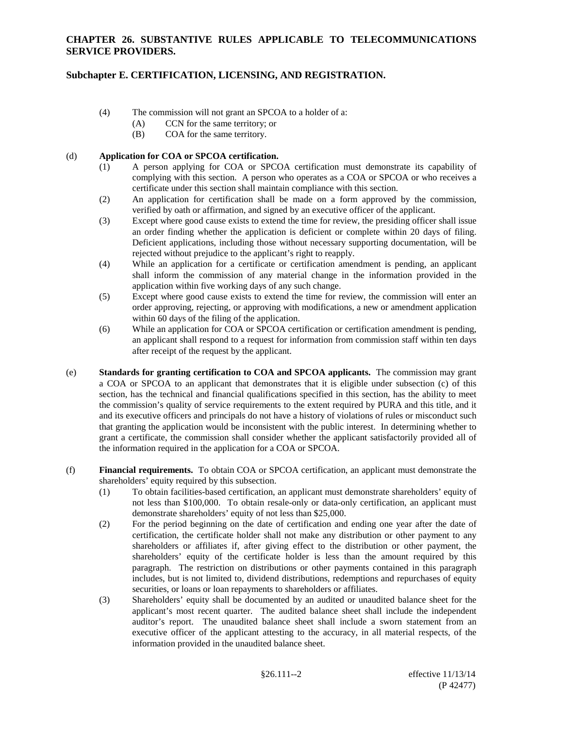(4) The commission will not grant an SPCOA to a holder of a:

(A) CCN for the same territory; or

(B) COA for the same territory.

(d) **Application for COA or SPCOA certification.**

(1) A person applying for COA or SPCOA certification must demonstrate its capability of complying with this section. A person who operates as a COA or SPCOA or who receives a certificate under this section shall maintain compliance with this section.

(2) An application for certification shall be made on a form approved by the commission, verified by oath or affirmation, and signed by an executive officer of the applicant.

(3) Except where good cause exists to extend the time for review, the presiding officer shall issue an order finding whether the application is deficient or complete within 20 days of filing. Deficient applications, including those without necessary supporting documentation, will be rejected without prejudice to the applicant's right to reapply.

(4) While an application for a certificate or certification amendment is pending, an applicant shall inform the commission of any material change in the information provided in the application within five working days of any such change.

(5) Except where good cause exists to extend the time for review, the commission will enter an order approving, rejecting, or approving with modifications, a new or amendment application within 60 days of the filing of the application.

(6) While an application for COA or SPCOA certification or certification amendment is pending, an applicant shall respond to a request for information from commission staff within ten days after receipt of the request by the applicant.

(e) **Standards for granting certification to COA and SPCOA applicants.** The commission may grant a COA or SPCOA to an applicant that demonstrates that it is eligible under subsection (c) of this section, has the technical and financial qualifications specified in this section, has the ability to meet the commission's quality of service requirements to the extent required by PURA and this title, and it and its executive officers and principals do not have a history of violations of rules or misconduct such that granting the application would be inconsistent with the public interest. In determining whether to grant a certificate, the commission shall consider whether the applicant satisfactorily provided all of the information required in the application for a COA or SPCOA.

(f) **Financial requirements.** To obtain COA or SPCOA certification, an applicant must demonstrate the shareholders' equity required by this subsection.

(1) To obtain facilities-based certification, an applicant must demonstrate shareholders' equity of not less than $100,000. To obtain resale-only or data-only certification, an applicant must demonstrate shareholders' equity of not less than $25,000.

(2) For the period beginning on the date of certification and ending one year after the date of certification, the certificate holder shall not make any distribution or other payment to any shareholders or affiliates if, after giving effect to the distribution or other payment, the shareholders' equity of the certificate holder is less than the amount required by this paragraph. The restriction on distributions or other payments contained in this paragraph includes, but is not limited to, dividend distributions, redemptions and repurchases of equity securities, or loans or loan repayments to shareholders or affiliates.

(3) Shareholders' equity shall be documented by an audited or unaudited balance sheet for the applicant's most recent quarter. The audited balance sheet shall include the independent auditor's report. The unaudited balance sheet shall include a sworn statement from an executive officer of the applicant attesting to the accuracy, in all material respects, of the information provided in the unaudited balance sheet.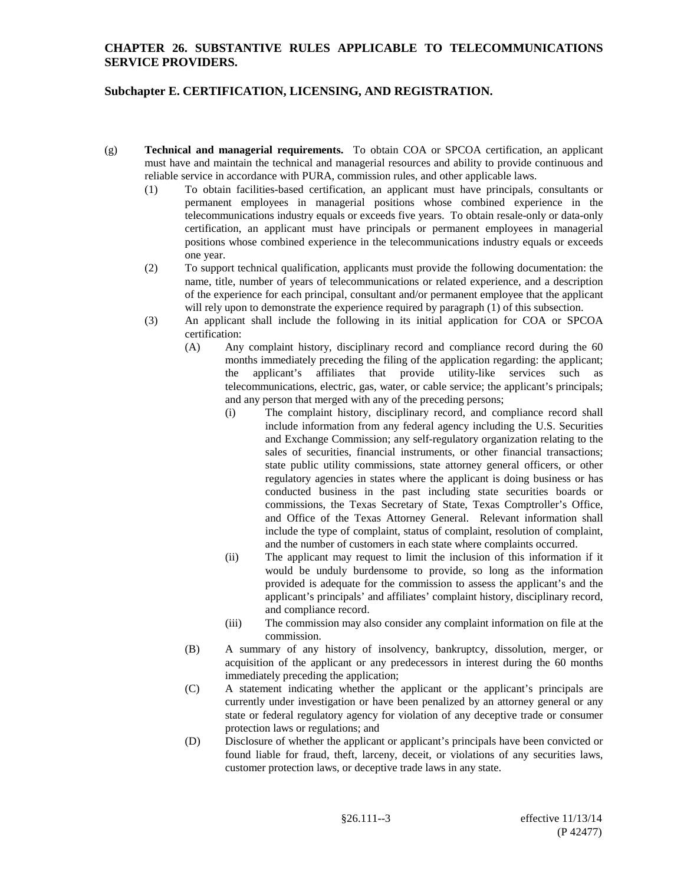(g) **Technical and managerial requirements.** To obtain COA or SPCOA certification, an applicant must have and maintain the technical and managerial resources and ability to provide continuous and reliable service in accordance with PURA, commission rules, and other applicable laws.

(1) To obtain facilities-based certification, an applicant must have principals, consultants or permanent employees in managerial positions whose combined experience in the telecommunications industry equals or exceeds five years. To obtain resale-only or data-only certification, an applicant must have principals or permanent employees in managerial positions whose combined experience in the telecommunications industry equals or exceeds one year.

(2) To support technical qualification, applicants must provide the following documentation: the name, title, number of years of telecommunications or related experience, and a description of the experience for each principal, consultant and/or permanent employee that the applicant will rely upon to demonstrate the experience required by paragraph (1) of this subsection.

(3) An applicant shall include the following in its initial application for COA or SPCOA certification:

(A) Any complaint history, disciplinary record and compliance record during the 60 months immediately preceding the filing of the application regarding: the applicant; the applicant's affiliates that provide utility-like services such as telecommunications, electric, gas, water, or cable service; the applicant's principals; and any person that merged with any of the preceding persons;

(i) The complaint history, disciplinary record, and compliance record shall include information from any federal agency including the U.S. Securities and Exchange Commission; any self-regulatory organization relating to the sales of securities, financial instruments, or other financial transactions; state public utility commissions, state attorney general officers, or other regulatory agencies in states where the applicant is doing business or has conducted business in the past including state securities boards or commissions, the Texas Secretary of State, Texas Comptroller's Office, and Office of the Texas Attorney General. Relevant information shall include the type of complaint, status of complaint, resolution of complaint, and the number of customers in each state where complaints occurred.

(ii) The applicant may request to limit the inclusion of this information if it would be unduly burdensome to provide, so long as the information provided is adequate for the commission to assess the applicant's and the applicant's principals' and affiliates' complaint history, disciplinary record, and compliance record.

(iii) The commission may also consider any complaint information on file at the commission.

(B) A summary of any history of insolvency, bankruptcy, dissolution, merger, or acquisition of the applicant or any predecessors in interest during the 60 months immediately preceding the application;

(C) A statement indicating whether the applicant or the applicant's principals are currently under investigation or have been penalized by an attorney general or any state or federal regulatory agency for violation of any deceptive trade or consumer protection laws or regulations; and

(D) Disclosure of whether the applicant or applicant's principals have been convicted or found liable for fraud, theft, larceny, deceit, or violations of any securities laws, customer protection laws, or deceptive trade laws in any state.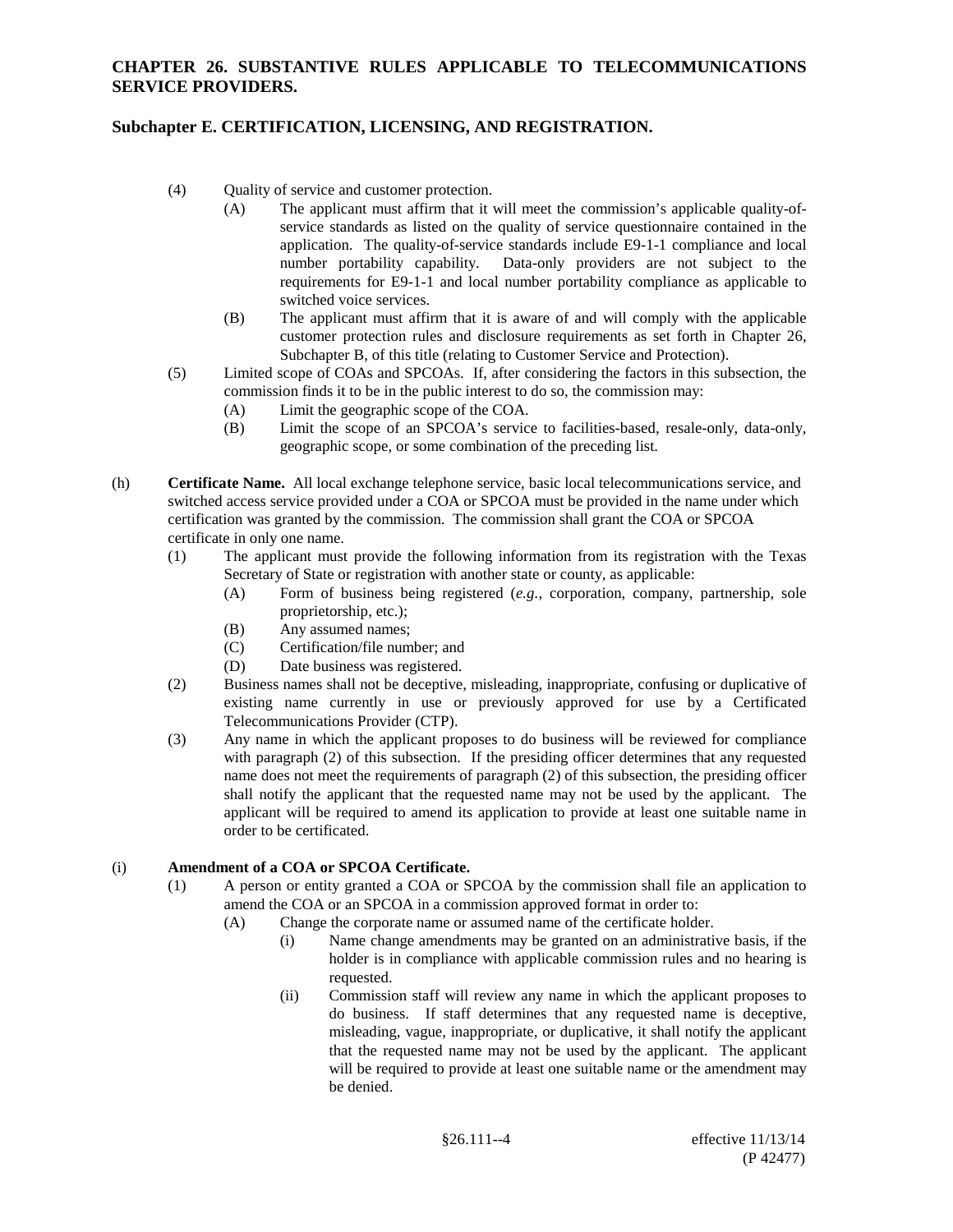(4) Quality of service and customer protection.

(A) The applicant must affirm that it will meet the commission's applicable quality-of-service standards as listed on the quality of service questionnaire contained in the application. The quality-of-service standards include E9-1-1 compliance and local number portability capability. Data-only providers are not subject to the requirements for E9-1-1 and local number portability compliance as applicable to switched voice services.

(B) The applicant must affirm that it is aware of and will comply with the applicable customer protection rules and disclosure requirements as set forth in Chapter 26, Subchapter B, of this title (relating to Customer Service and Protection).

(5) Limited scope of COAs and SPCOAs. If, after considering the factors in this subsection, the commission finds it to be in the public interest to do so, the commission may:

(A) Limit the geographic scope of the COA.

(B) Limit the scope of an SPCOA's service to facilities-based, resale-only, data-only, geographic scope, or some combination of the preceding list.

(h) **Certificate Name.** All local exchange telephone service, basic local telecommunications service, and switched access service provided under a COA or SPCOA must be provided in the name under which certification was granted by the commission. The commission shall grant the COA or SPCOA certificate in only one name.

(1) The applicant must provide the following information from its registration with the Texas Secretary of State or registration with another state or county, as applicable:

(A) Form of business being registered (*e.g.*, corporation, company, partnership, sole proprietorship, etc.);

(B) Any assumed names;

(C) Certification/file number; and

(D) Date business was registered.

(2) Business names shall not be deceptive, misleading, inappropriate, confusing or duplicative of existing name currently in use or previously approved for use by a Certificated Telecommunications Provider (CTP).

(3) Any name in which the applicant proposes to do business will be reviewed for compliance with paragraph (2) of this subsection. If the presiding officer determines that any requested name does not meet the requirements of paragraph (2) of this subsection, the presiding officer shall notify the applicant that the requested name may not be used by the applicant. The applicant will be required to amend its application to provide at least one suitable name in order to be certificated.

(i) **Amendment of a COA or SPCOA Certificate.**

(1) A person or entity granted a COA or SPCOA by the commission shall file an application to amend the COA or an SPCOA in a commission approved format in order to:

(A) Change the corporate name or assumed name of the certificate holder.

(i) Name change amendments may be granted on an administrative basis, if the holder is in compliance with applicable commission rules and no hearing is requested.

(ii) Commission staff will review any name in which the applicant proposes to do business. If staff determines that any requested name is deceptive, misleading, vague, inappropriate, or duplicative, it shall notify the applicant that the requested name may not be used by the applicant. The applicant will be required to provide at least one suitable name or the amendment may be denied.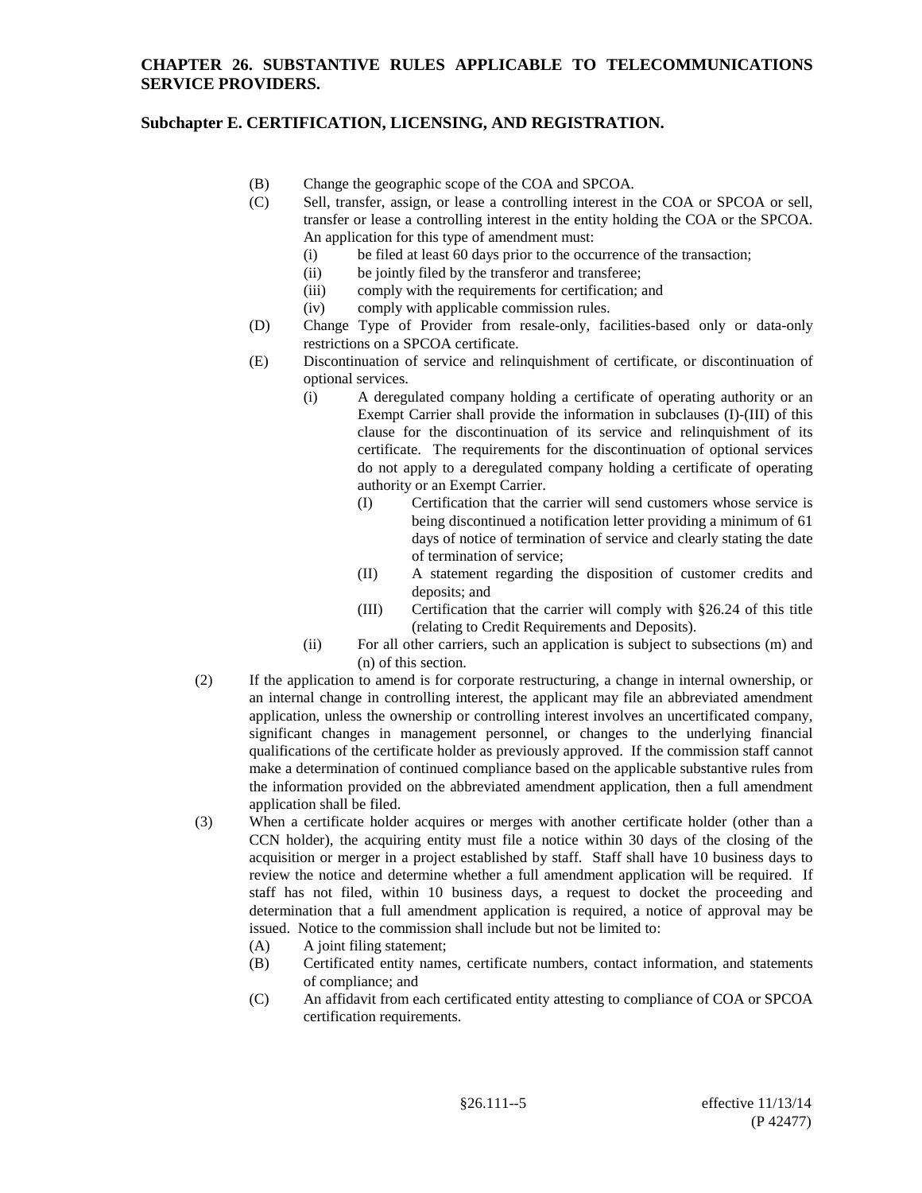(B) Change the geographic scope of the COA and SPCOA.

(C) Sell, transfer, assign, or lease a controlling interest in the COA or SPCOA or sell, transfer or lease a controlling interest in the entity holding the COA or the SPCOA. An application for this type of amendment must:

- (i) be filed at least 60 days prior to the occurrence of the transaction;
- (ii) be jointly filed by the transferor and transferee;
- (iii) comply with the requirements for certification; and
- (iv) comply with applicable commission rules.

(D) Change Type of Provider from resale-only, facilities-based only or data-only restrictions on a SPCOA certificate.

(E) Discontinuation of service and relinquishment of certificate, or discontinuation of optional services.

- (i) A deregulated company holding a certificate of operating authority or an Exempt Carrier shall provide the information in subclauses (I)-(III) of this clause for the discontinuation of its service and relinquishment of its certificate. The requirements for the discontinuation of optional services do not apply to a deregulated company holding a certificate of operating authority or an Exempt Carrier.
  - (I) Certification that the carrier will send customers whose service is being discontinued a notification letter providing a minimum of 61 days of notice of termination of service and clearly stating the date of termination of service;
  - (II) A statement regarding the disposition of customer credits and deposits; and
  - (III) Certification that the carrier will comply with §26.24 of this title (relating to Credit Requirements and Deposits).
- (ii) For all other carriers, such an application is subject to subsections (m) and (n) of this section.

(2) If the application to amend is for corporate restructuring, a change in internal ownership, or an internal change in controlling interest, the applicant may file an abbreviated amendment application, unless the ownership or controlling interest involves an uncertificated company, significant changes in management personnel, or changes to the underlying financial qualifications of the certificate holder as previously approved. If the commission staff cannot make a determination of continued compliance based on the applicable substantive rules from the information provided on the abbreviated amendment application, then a full amendment application shall be filed.

(3) When a certificate holder acquires or merges with another certificate holder (other than a CCN holder), the acquiring entity must file a notice within 30 days of the closing of the acquisition or merger in a project established by staff. Staff shall have 10 business days to review the notice and determine whether a full amendment application will be required. If staff has not filed, within 10 business days, a request to docket the proceeding and determination that a full amendment application is required, a notice of approval may be issued. Notice to the commission shall include but not be limited to:

- (A) A joint filing statement;
- (B) Certificated entity names, certificate numbers, contact information, and statements of compliance; and
- (C) An affidavit from each certificated entity attesting to compliance of COA or SPCOA certification requirements.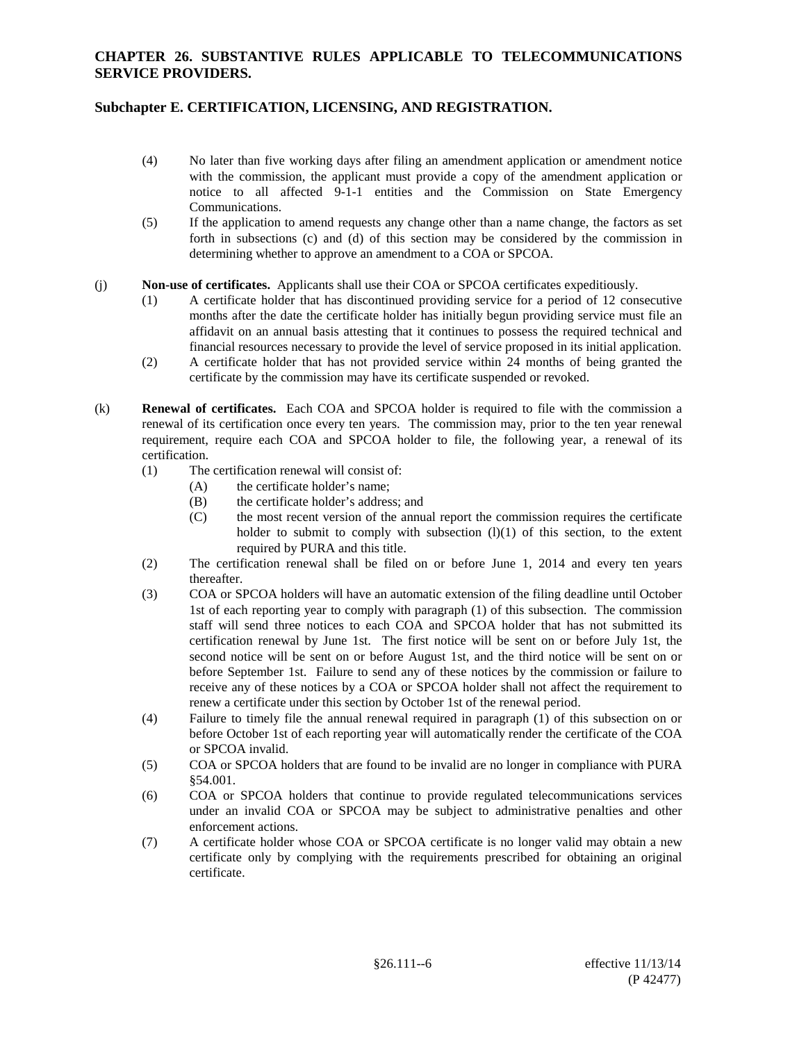(4) No later than five working days after filing an amendment application or amendment notice with the commission, the applicant must provide a copy of the amendment application or notice to all affected 9-1-1 entities and the Commission on State Emergency Communications.

(5) If the application to amend requests any change other than a name change, the factors as set forth in subsections (c) and (d) of this section may be considered by the commission in determining whether to approve an amendment to a COA or SPCOA.

(j) **Non-use of certificates.** Applicants shall use their COA or SPCOA certificates expeditiously.

(1) A certificate holder that has discontinued providing service for a period of 12 consecutive months after the date the certificate holder has initially begun providing service must file an affidavit on an annual basis attesting that it continues to possess the required technical and financial resources necessary to provide the level of service proposed in its initial application.

(2) A certificate holder that has not provided service within 24 months of being granted the certificate by the commission may have its certificate suspended or revoked.

(k) **Renewal of certificates.** Each COA and SPCOA holder is required to file with the commission a renewal of its certification once every ten years. The commission may, prior to the ten year renewal requirement, require each COA and SPCOA holder to file, the following year, a renewal of its certification.

(1) The certification renewal will consist of:

(A) the certificate holder's name;

(B) the certificate holder's address; and

(C) the most recent version of the annual report the commission requires the certificate holder to submit to comply with subsection (l)(1) of this section, to the extent required by PURA and this title.

(2) The certification renewal shall be filed on or before June 1, 2014 and every ten years thereafter.

(3) COA or SPCOA holders will have an automatic extension of the filing deadline until October 1st of each reporting year to comply with paragraph (1) of this subsection. The commission staff will send three notices to each COA and SPCOA holder that has not submitted its certification renewal by June 1st. The first notice will be sent on or before July 1st, the second notice will be sent on or before August 1st, and the third notice will be sent on or before September 1st. Failure to send any of these notices by the commission or failure to receive any of these notices by a COA or SPCOA holder shall not affect the requirement to renew a certificate under this section by October 1st of the renewal period.

(4) Failure to timely file the annual renewal required in paragraph (1) of this subsection on or before October 1st of each reporting year will automatically render the certificate of the COA or SPCOA invalid.

(5) COA or SPCOA holders that are found to be invalid are no longer in compliance with PURA §54.001.

(6) COA or SPCOA holders that continue to provide regulated telecommunications services under an invalid COA or SPCOA may be subject to administrative penalties and other enforcement actions.

(7) A certificate holder whose COA or SPCOA certificate is no longer valid may obtain a new certificate only by complying with the requirements prescribed for obtaining an original certificate.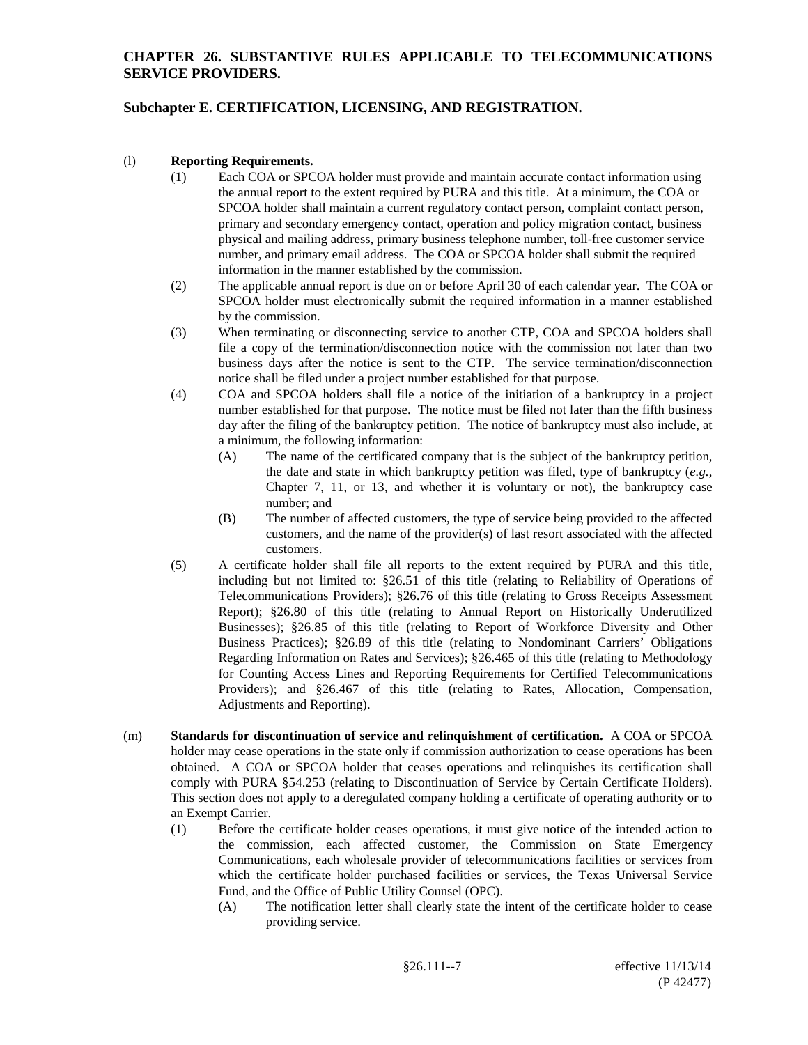## CHAPTER 26. SUBSTANTIVE RULES APPLICABLE TO TELECOMMUNICATIONS SERVICE PROVIDERS.

### Subchapter E. CERTIFICATION, LICENSING, AND REGISTRATION.

(l) **Reporting Requirements.**

(1) Each COA or SPCOA holder must provide and maintain accurate contact information using the annual report to the extent required by PURA and this title. At a minimum, the COA or SPCOA holder shall maintain a current regulatory contact person, complaint contact person, primary and secondary emergency contact, operation and policy migration contact, business physical and mailing address, primary business telephone number, toll-free customer service number, and primary email address. The COA or SPCOA holder shall submit the required information in the manner established by the commission.

(2) The applicable annual report is due on or before April 30 of each calendar year. The COA or SPCOA holder must electronically submit the required information in a manner established by the commission.

(3) When terminating or disconnecting service to another CTP, COA and SPCOA holders shall file a copy of the termination/disconnection notice with the commission not later than two business days after the notice is sent to the CTP. The service termination/disconnection notice shall be filed under a project number established for that purpose.

(4) COA and SPCOA holders shall file a notice of the initiation of a bankruptcy in a project number established for that purpose. The notice must be filed not later than the fifth business day after the filing of the bankruptcy petition. The notice of bankruptcy must also include, at a minimum, the following information:

(A) The name of the certificated company that is the subject of the bankruptcy petition, the date and state in which bankruptcy petition was filed, type of bankruptcy (*e.g.*, Chapter 7, 11, or 13, and whether it is voluntary or not), the bankruptcy case number; and

(B) The number of affected customers, the type of service being provided to the affected customers, and the name of the provider(s) of last resort associated with the affected customers.

(5) A certificate holder shall file all reports to the extent required by PURA and this title, including but not limited to: §26.51 of this title (relating to Reliability of Operations of Telecommunications Providers); §26.76 of this title (relating to Gross Receipts Assessment Report); §26.80 of this title (relating to Annual Report on Historically Underutilized Businesses); §26.85 of this title (relating to Report of Workforce Diversity and Other Business Practices); §26.89 of this title (relating to Nondominant Carriers' Obligations Regarding Information on Rates and Services); §26.465 of this title (relating to Methodology for Counting Access Lines and Reporting Requirements for Certified Telecommunications Providers); and §26.467 of this title (relating to Rates, Allocation, Compensation, Adjustments and Reporting).

(m) **Standards for discontinuation of service and relinquishment of certification.** A COA or SPCOA holder may cease operations in the state only if commission authorization to cease operations has been obtained. A COA or SPCOA holder that ceases operations and relinquishes its certification shall comply with PURA §54.253 (relating to Discontinuation of Service by Certain Certificate Holders). This section does not apply to a deregulated company holding a certificate of operating authority or to an Exempt Carrier.

(1) Before the certificate holder ceases operations, it must give notice of the intended action to the commission, each affected customer, the Commission on State Emergency Communications, each wholesale provider of telecommunications facilities or services from which the certificate holder purchased facilities or services, the Texas Universal Service Fund, and the Office of Public Utility Counsel (OPC).

(A) The notification letter shall clearly state the intent of the certificate holder to cease providing service.

§26.111--7 effective 11/13/14 (P 42477)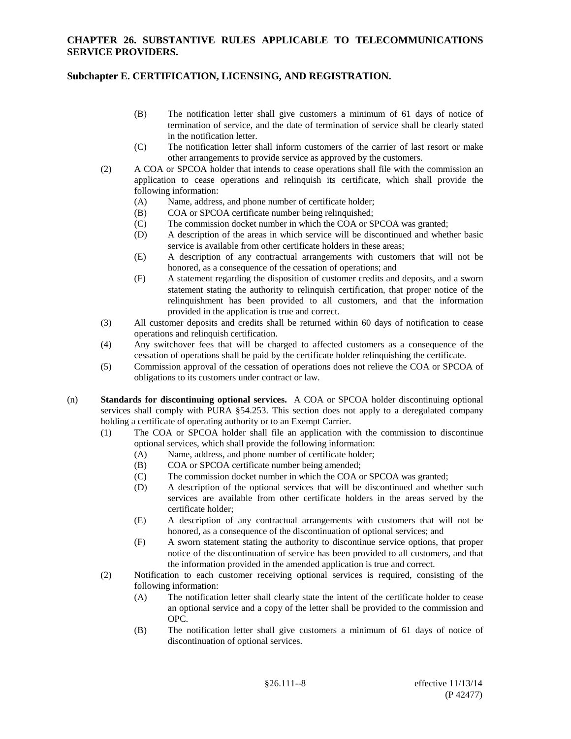(B) The notification letter shall give customers a minimum of 61 days of notice of termination of service, and the date of termination of service shall be clearly stated in the notification letter.

(C) The notification letter shall inform customers of the carrier of last resort or make other arrangements to provide service as approved by the customers.

(2) A COA or SPCOA holder that intends to cease operations shall file with the commission an application to cease operations and relinquish its certificate, which shall provide the following information:

(A) Name, address, and phone number of certificate holder;

(B) COA or SPCOA certificate number being relinquished;

(C) The commission docket number in which the COA or SPCOA was granted;

(D) A description of the areas in which service will be discontinued and whether basic service is available from other certificate holders in these areas;

(E) A description of any contractual arrangements with customers that will not be honored, as a consequence of the cessation of operations; and

(F) A statement regarding the disposition of customer credits and deposits, and a sworn statement stating the authority to relinquish certification, that proper notice of the relinquishment has been provided to all customers, and that the information provided in the application is true and correct.

(3) All customer deposits and credits shall be returned within 60 days of notification to cease operations and relinquish certification.

(4) Any switchover fees that will be charged to affected customers as a consequence of the cessation of operations shall be paid by the certificate holder relinquishing the certificate.

(5) Commission approval of the cessation of operations does not relieve the COA or SPCOA of obligations to its customers under contract or law.

(n) **Standards for discontinuing optional services.** A COA or SPCOA holder discontinuing optional services shall comply with PURA §54.253. This section does not apply to a deregulated company holding a certificate of operating authority or to an Exempt Carrier.

(1) The COA or SPCOA holder shall file an application with the commission to discontinue optional services, which shall provide the following information:

(A) Name, address, and phone number of certificate holder;

(B) COA or SPCOA certificate number being amended;

(C) The commission docket number in which the COA or SPCOA was granted;

(D) A description of the optional services that will be discontinued and whether such services are available from other certificate holders in the areas served by the certificate holder;

(E) A description of any contractual arrangements with customers that will not be honored, as a consequence of the discontinuation of optional services; and

(F) A sworn statement stating the authority to discontinue service options, that proper notice of the discontinuation of service has been provided to all customers, and that the information provided in the amended application is true and correct.

(2) Notification to each customer receiving optional services is required, consisting of the following information:

(A) The notification letter shall clearly state the intent of the certificate holder to cease an optional service and a copy of the letter shall be provided to the commission and OPC.

(B) The notification letter shall give customers a minimum of 61 days of notice of discontinuation of optional services.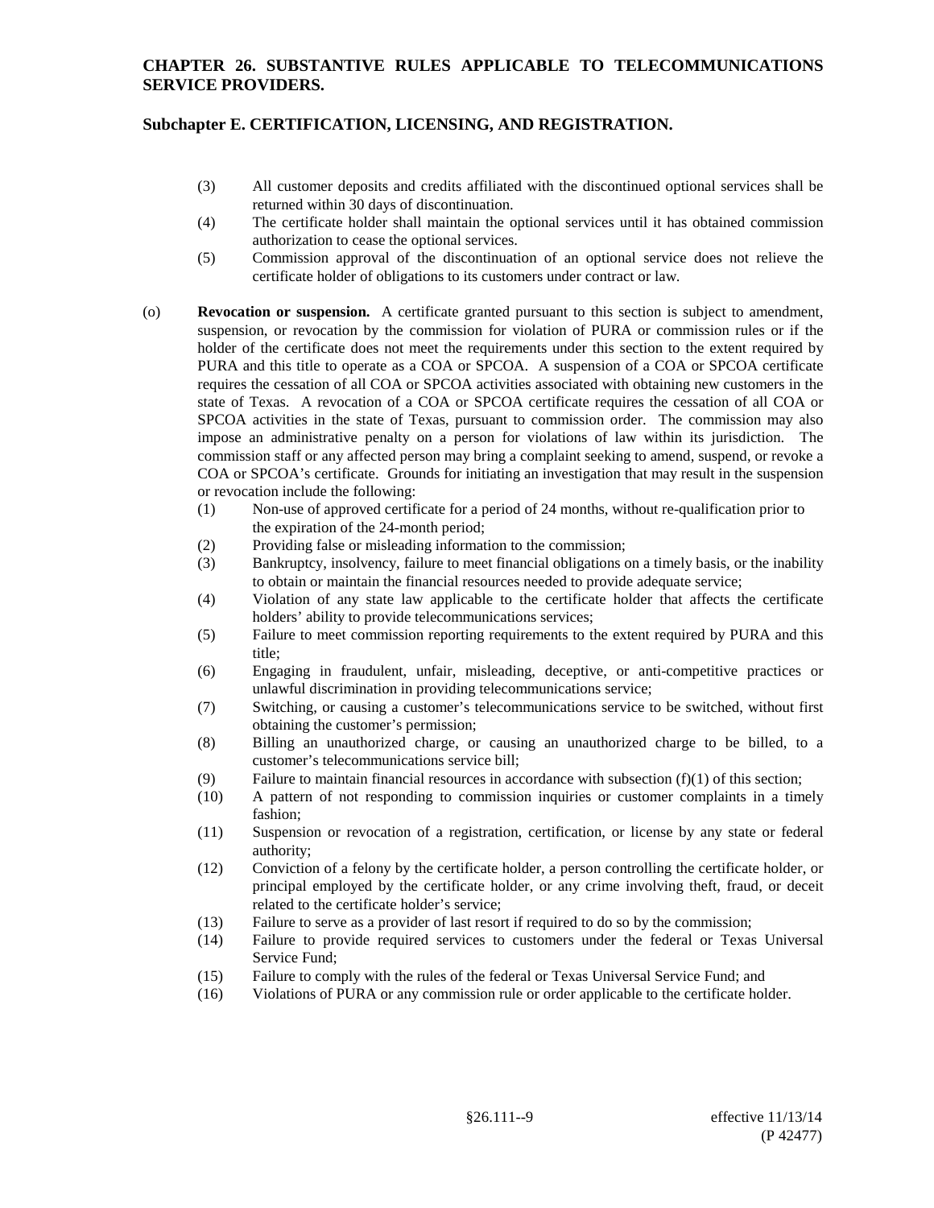(3) All customer deposits and credits affiliated with the discontinued optional services shall be returned within 30 days of discontinuation.

(4) The certificate holder shall maintain the optional services until it has obtained commission authorization to cease the optional services.

(5) Commission approval of the discontinuation of an optional service does not relieve the certificate holder of obligations to its customers under contract or law.

(o) **Revocation or suspension.** A certificate granted pursuant to this section is subject to amendment, suspension, or revocation by the commission for violation of PURA or commission rules or if the holder of the certificate does not meet the requirements under this section to the extent required by PURA and this title to operate as a COA or SPCOA. A suspension of a COA or SPCOA certificate requires the cessation of all COA or SPCOA activities associated with obtaining new customers in the state of Texas. A revocation of a COA or SPCOA certificate requires the cessation of all COA or SPCOA activities in the state of Texas, pursuant to commission order. The commission may also impose an administrative penalty on a person for violations of law within its jurisdiction. The commission staff or any affected person may bring a complaint seeking to amend, suspend, or revoke a COA or SPCOA's certificate. Grounds for initiating an investigation that may result in the suspension or revocation include the following:

(1) Non-use of approved certificate for a period of 24 months, without re-qualification prior to the expiration of the 24-month period;

(2) Providing false or misleading information to the commission;

(3) Bankruptcy, insolvency, failure to meet financial obligations on a timely basis, or the inability to obtain or maintain the financial resources needed to provide adequate service;

(4) Violation of any state law applicable to the certificate holder that affects the certificate holders' ability to provide telecommunications services;

(5) Failure to meet commission reporting requirements to the extent required by PURA and this title;

(6) Engaging in fraudulent, unfair, misleading, deceptive, or anti-competitive practices or unlawful discrimination in providing telecommunications service;

(7) Switching, or causing a customer's telecommunications service to be switched, without first obtaining the customer's permission;

(8) Billing an unauthorized charge, or causing an unauthorized charge to be billed, to a customer's telecommunications service bill;

(9) Failure to maintain financial resources in accordance with subsection (f)(1) of this section;

(10) A pattern of not responding to commission inquiries or customer complaints in a timely fashion;

(11) Suspension or revocation of a registration, certification, or license by any state or federal authority;

(12) Conviction of a felony by the certificate holder, a person controlling the certificate holder, or principal employed by the certificate holder, or any crime involving theft, fraud, or deceit related to the certificate holder's service;

(13) Failure to serve as a provider of last resort if required to do so by the commission;

(14) Failure to provide required services to customers under the federal or Texas Universal Service Fund;

(15) Failure to comply with the rules of the federal or Texas Universal Service Fund; and

(16) Violations of PURA or any commission rule or order applicable to the certificate holder.